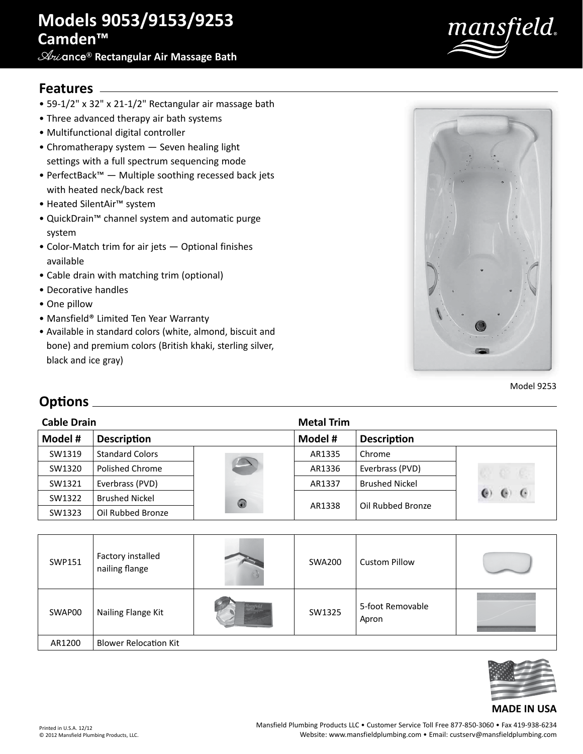# Models 9053/9153/9253

## Camden™

### Ariance® Rectangular Air Massage Bath

## Features

- 59-1/2" x 32" x 21-1/2" Rectangular air massage bath
- Three advanced therapy air bath systems
- Multifunctional digital controller
- Chromatherapy system — Seven healing light settings with a full spectrum sequencing mode
- PerfectBack™ — Multiple soothing recessed back jets with heated neck/back rest
- Heated SilentAir™ system
- QuickDrain™ channel system and automatic purge system
- Color-Match trim for air jets — Optional finishes available
- Cable drain with matching trim (optional)
- Decorative handles
- One pillow
- Mansfield® Limited Ten Year Warranty
- Available in standard colors (white, almond, biscuit and bone) and premium colors (British khaki, sterling silver, black and ice gray)

Model 9253

## Options

**Cable Drain**

| Model # | Description |
|---|---|
| SW1319 | Standard Colors |
| SW1320 | Polished Chrome |
| SW1321 | Everbrass (PVD) |
| SW1322 | Brushed Nickel |
| SW1323 | Oil Rubbed Bronze |

**Metal Trim**

| Model # | Description |
|---|---|
| AR1335 | Chrome |
| AR1336 | Everbrass (PVD) |
| AR1337 | Brushed Nickel |
| AR1338 | Oil Rubbed Bronze |

| Model # | Description | Model # | Description |
|---|---|---|---|
| SWP151 | Factory installed nailing flange | SWA200 | Custom Pillow |
| SWAP00 | Nailing Flange Kit | SW1325 | 5-foot Removable Apron |
| AR1200 | Blower Relocation Kit | | |

MADE IN USA

Printed in U.S.A. 12/12
© 2012 Mansfield Plumbing Products, LLC.

Mansfield Plumbing Products LLC • Customer Service Toll Free 877-850-3060 • Fax 419-938-6234
Website: www.mansfieldplumbing.com • Email: custserv@mansfieldplumbing.com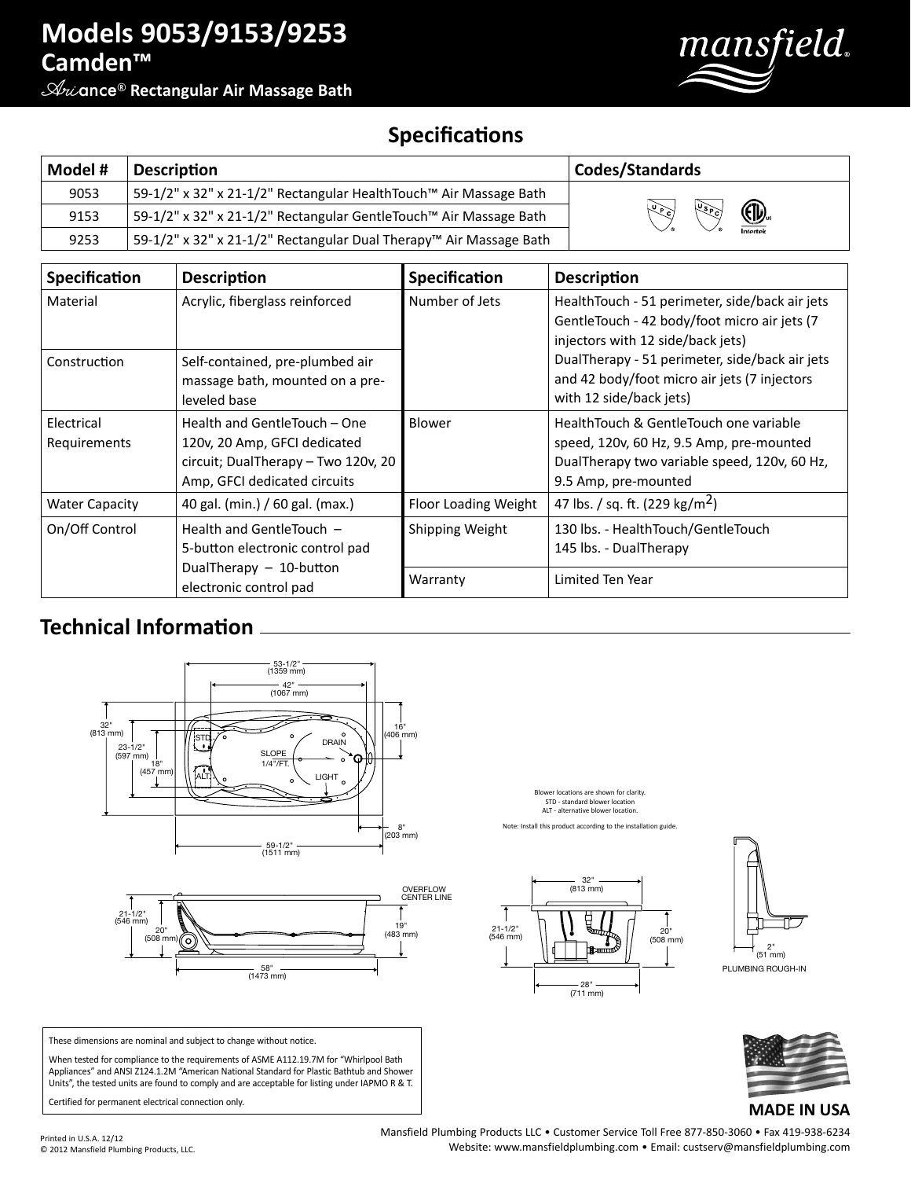# Models 9053/9153/9253
## Camden™
### Ariance® Rectangular Air Massage Bath

## Specifications

| Model # | Description | Codes/Standards |
|---|---|---|
| 9053 | 59-1/2" x 32" x 21-1/2" Rectangular HealthTouch™ Air Massage Bath | |
| 9153 | 59-1/2" x 32" x 21-1/2" Rectangular GentleTouch™ Air Massage Bath | |
| 9253 | 59-1/2" x 32" x 21-1/2" Rectangular Dual Therapy™ Air Massage Bath | |

| Specification | Description | Specification | Description |
|---|---|---|---|
| Material | Acrylic, fiberglass reinforced | Number of Jets | HealthTouch - 51 perimeter, side/back air jets GentleTouch - 42 body/foot micro air jets (7 injectors with 12 side/back jets) DualTherapy - 51 perimeter, side/back air jets and 42 body/foot micro air jets (7 injectors with 12 side/back jets) |
| Construction | Self-contained, pre-plumbed air massage bath, mounted on a pre-leveled base | | |
| Electrical Requirements | Health and GentleTouch – One 120v, 20 Amp, GFCI dedicated circuit; DualTherapy – Two 120v, 20 Amp, GFCI dedicated circuits | Blower | HealthTouch & GentleTouch one variable speed, 120v, 60 Hz, 9.5 Amp, pre-mounted DualTherapy two variable speed, 120v, 60 Hz, 9.5 Amp, pre-mounted |
| Water Capacity | 40 gal. (min.) / 60 gal. (max.) | Floor Loading Weight | 47 lbs. / sq. ft. (229 kg/$m^2$) |
| On/Off Control | Health and GentleTouch – 5-button electronic control pad DualTherapy – 10-button electronic control pad | Shipping Weight | 130 lbs. - HealthTouch/GentleTouch 145 lbs. - DualTherapy |
| | | Warranty | Limited Ten Year |

## Technical Information

53-1/2" (1359 mm)
42" (1067 mm)
32" (813 mm)
23-1/2" (597 mm)
18" (457 mm)
16" (406 mm)
STD
ALT
SLOPE 1/4"/FT.
DRAIN
LIGHT
8" (203 mm)
59-1/2" (1511 mm)

Blower locations are shown for clarity.
STD - standard blower location
ALT - alternative blower location.

Note: Install this product according to the installation guide.

21-1/2" (546 mm)
20" (508 mm)
OVERFLOW CENTER LINE
19" (483 mm)
58" (1473 mm)

32" (813 mm)
21-1/2" (546 mm)
20" (508 mm)
28" (711 mm)

2" (51 mm)
PLUMBING ROUGH-IN

These dimensions are nominal and subject to change without notice.

When tested for compliance to the requirements of ASME A112.19.7M for "Whirlpool Bath Appliances" and ANSI Z124.1.2M "American National Standard for Plastic Bathtub and Shower Units", the tested units are found to comply and are acceptable for listing under IAPMO R & T.

Certified for permanent electrical connection only.

**MADE IN USA**

Printed in U.S.A. 12/12
© 2012 Mansfield Plumbing Products, LLC.

Mansfield Plumbing Products LLC • Customer Service Toll Free 877-850-3060 • Fax 419-938-6234
Website: www.mansfieldplumbing.com • Email: custserv@mansfieldplumbing.com